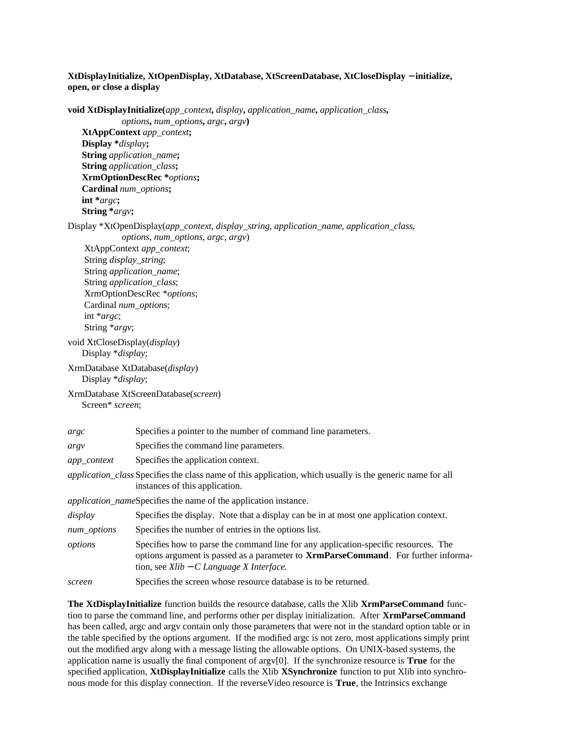**XtDisplayInitialize, XtOpenDisplay, XtDatabase, XtScreenDatabase, XtCloseDisplay − initialize, open, or close a display**

**void XtDisplayInitialize(***app_context***,** *display***,** *application_name***,** *application_class***,**
*options***,** *num_options***,** *argc***,** *argv***)**
**XtAppContext** *app_context***;**
**Display \****display***;**
**String** *application_name***;**
**String** *application_class***;**
**XrmOptionDescRec \****options***;**
**Cardinal** *num_options***;**
**int \****argc***;**
**String \****argv***;**

Display *XtOpenDisplay(*app_context*, *display_string*, *application_name*, *application_class*,
*options*, *num_options*, *argc*, *argv*)
XtAppContext *app_context*;
String *display_string*;
String *application_name*;
String *application_class*;
XrmOptionDescRec \**options*;
Cardinal *num_options*;
int \**argc*;
String \**argv*;

void XtCloseDisplay(*display*)
Display \**display*;

XrmDatabase XtDatabase(*display*)
Display \**display*;

XrmDatabase XtScreenDatabase(*screen*)
Screen* *screen*;

*argc* Specifies a pointer to the number of command line parameters.

*argv* Specifies the command line parameters.

*app_context* Specifies the application context.

*application_class* Specifies the class name of this application, which usually is the generic name for all instances of this application.

*application_name* Specifies the name of the application instance.

*display* Specifies the display. Note that a display can be in at most one application context.

*num_options* Specifies the number of entries in the options list.

*options* Specifies how to parse the command line for any application-specific resources. The options argument is passed as a parameter to **XrmParseCommand**. For further information, see *Xlib − C Language X Interface.*

*screen* Specifies the screen whose resource database is to be returned.

**The XtDisplayInitialize** function builds the resource database, calls the Xlib **XrmParseCommand** function to parse the command line, and performs other per display initialization. After **XrmParseCommand** has been called, argc and argv contain only those parameters that were not in the standard option table or in the table specified by the options argument. If the modified argc is not zero, most applications simply print out the modified argv along with a message listing the allowable options. On UNIX-based systems, the application name is usually the final component of argv[0]. If the synchronize resource is **True** for the specified application, **XtDisplayInitialize** calls the Xlib **XSynchronize** function to put Xlib into synchronous mode for this display connection. If the reverseVideo resource is **True**, the Intrinsics exchange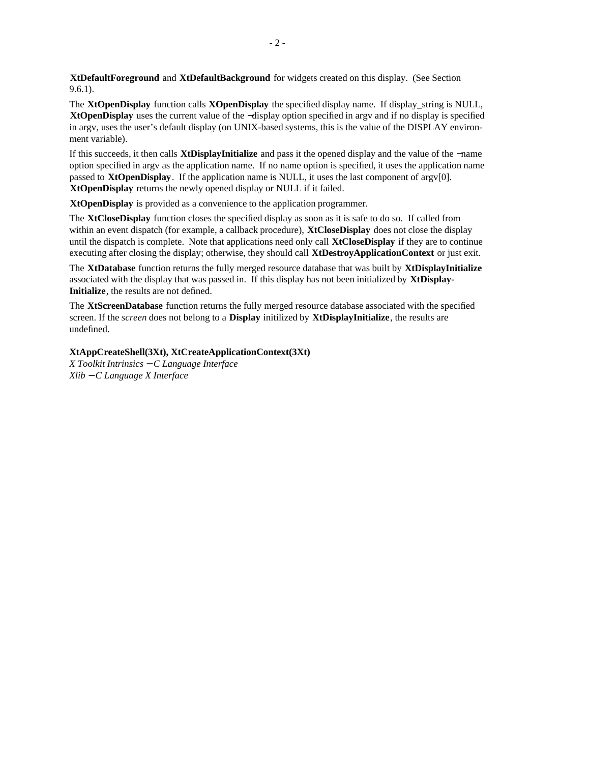**XtDefaultForeground** and **XtDefaultBackground** for widgets created on this display. (See Section 9.6.1).

The **XtOpenDisplay** function calls **XOpenDisplay** the specified display name. If display_string is NULL, **XtOpenDisplay** uses the current value of the −display option specified in argv and if no display is specified in argv, uses the user's default display (on UNIX-based systems, this is the value of the DISPLAY environment variable).

If this succeeds, it then calls **XtDisplayInitialize** and pass it the opened display and the value of the −name option specified in argv as the application name. If no name option is specified, it uses the application name passed to **XtOpenDisplay**. If the application name is NULL, it uses the last component of argv[0]. **XtOpenDisplay** returns the newly opened display or NULL if it failed.

**XtOpenDisplay** is provided as a convenience to the application programmer.

The **XtCloseDisplay** function closes the specified display as soon as it is safe to do so. If called from within an event dispatch (for example, a callback procedure), **XtCloseDisplay** does not close the display until the dispatch is complete. Note that applications need only call **XtCloseDisplay** if they are to continue executing after closing the display; otherwise, they should call **XtDestroyApplicationContext** or just exit.

The **XtDatabase** function returns the fully merged resource database that was built by **XtDisplayInitialize** associated with the display that was passed in. If this display has not been initialized by **XtDisplayInitialize**, the results are not defined.

The **XtScreenDatabase** function returns the fully merged resource database associated with the specified screen. If the *screen* does not belong to a **Display** initilized by **XtDisplayInitialize**, the results are undefined.

**XtAppCreateShell(3Xt), XtCreateApplicationContext(3Xt)**
*X Toolkit Intrinsics − C Language Interface*
*Xlib − C Language X Interface*